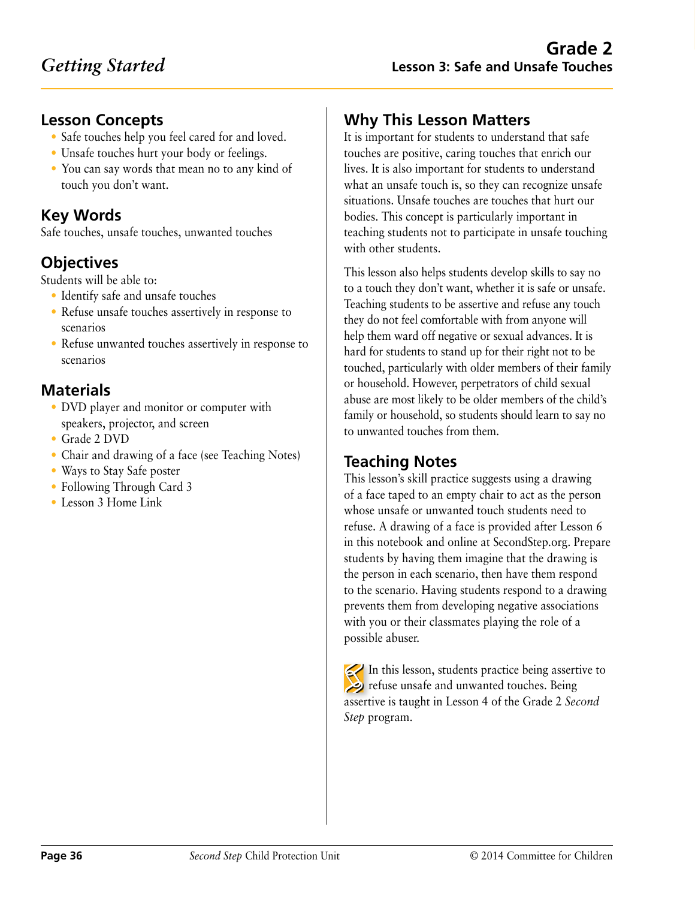# Grade 2

## Lesson 3: Safe and Unsafe Touches

*Getting Started*

## Lesson Concepts

- Safe touches help you feel cared for and loved.
- Unsafe touches hurt your body or feelings.
- You can say words that mean no to any kind of touch you don't want.

## Key Words

Safe touches, unsafe touches, unwanted touches

## Objectives

Students will be able to:

- Identify safe and unsafe touches
- Refuse unsafe touches assertively in response to scenarios
- Refuse unwanted touches assertively in response to scenarios

## Materials

- DVD player and monitor or computer with speakers, projector, and screen
- Grade 2 DVD
- Chair and drawing of a face (see Teaching Notes)
- Ways to Stay Safe poster
- Following Through Card 3
- Lesson 3 Home Link

## Why This Lesson Matters

It is important for students to understand that safe touches are positive, caring touches that enrich our lives. It is also important for students to understand what an unsafe touch is, so they can recognize unsafe situations. Unsafe touches are touches that hurt our bodies. This concept is particularly important in teaching students not to participate in unsafe touching with other students.

This lesson also helps students develop skills to say no to a touch they don't want, whether it is safe or unsafe. Teaching students to be assertive and refuse any touch they do not feel comfortable with from anyone will help them ward off negative or sexual advances. It is hard for students to stand up for their right not to be touched, particularly with older members of their family or household. However, perpetrators of child sexual abuse are most likely to be older members of the child's family or household, so students should learn to say no to unwanted touches from them.

## Teaching Notes

This lesson's skill practice suggests using a drawing of a face taped to an empty chair to act as the person whose unsafe or unwanted touch students need to refuse. A drawing of a face is provided after Lesson 6 in this notebook and online at SecondStep.org. Prepare students by having them imagine that the drawing is the person in each scenario, then have them respond to the scenario. Having students respond to a drawing prevents them from developing negative associations with you or their classmates playing the role of a possible abuser.

In this lesson, students practice being assertive to refuse unsafe and unwanted touches. Being assertive is taught in Lesson 4 of the Grade 2 *Second Step* program.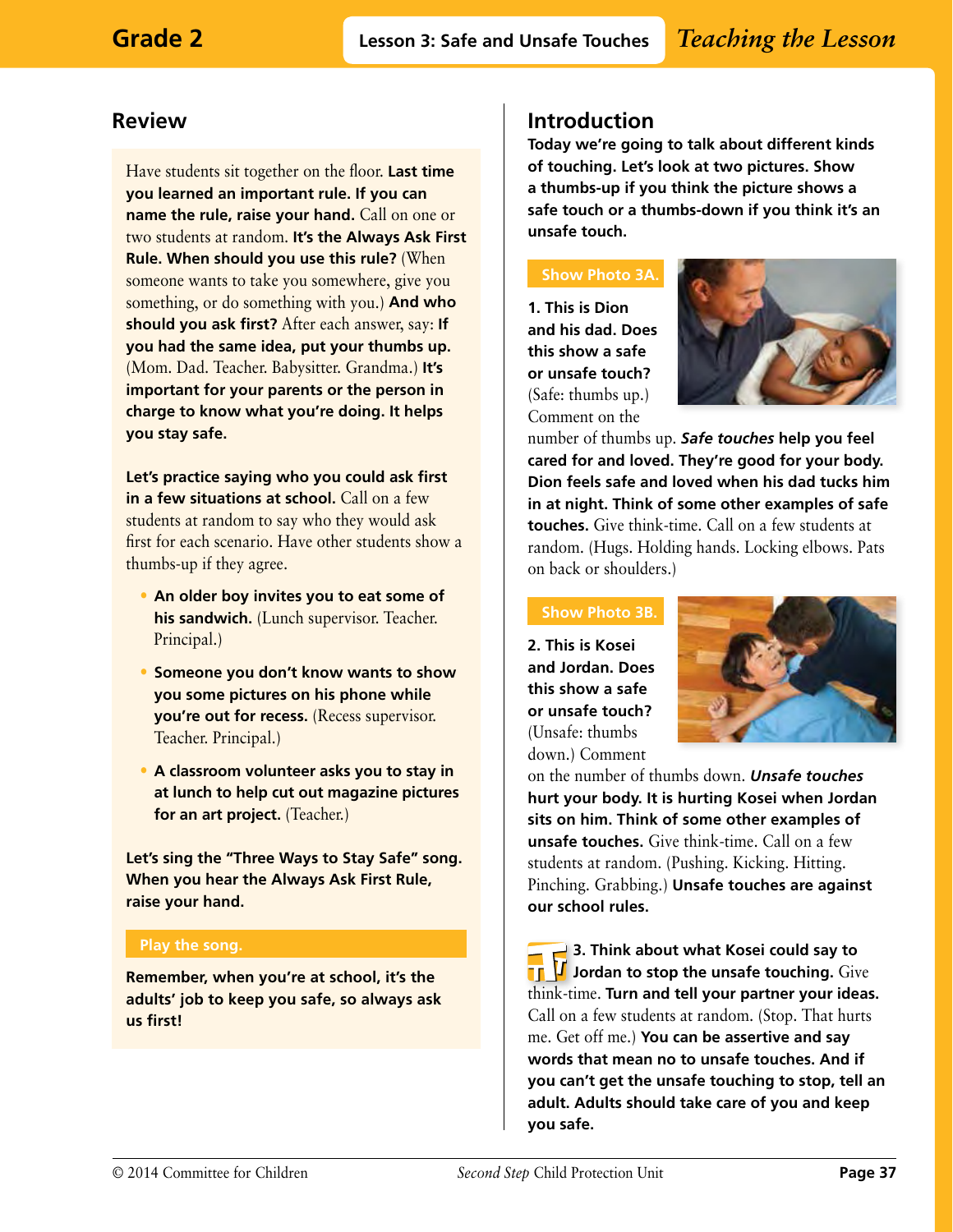## Review

Have students sit together on the floor. **Last time you learned an important rule. If you can name the rule, raise your hand.** Call on one or two students at random. **It's the Always Ask First Rule. When should you use this rule?** (When someone wants to take you somewhere, give you something, or do something with you.) **And who should you ask first?** After each answer, say: **If you had the same idea, put your thumbs up.** (Mom. Dad. Teacher. Babysitter. Grandma.) **It's important for your parents or the person in charge to know what you're doing. It helps you stay safe.**

**Let's practice saying who you could ask first in a few situations at school.** Call on a few students at random to say who they would ask first for each scenario. Have other students show a thumbs-up if they agree.

- **An older boy invites you to eat some of his sandwich.** (Lunch supervisor. Teacher. Principal.)
- **Someone you don't know wants to show you some pictures on his phone while you're out for recess.** (Recess supervisor. Teacher. Principal.)
- **A classroom volunteer asks you to stay in at lunch to help cut out magazine pictures for an art project.** (Teacher.)

**Let's sing the "Three Ways to Stay Safe" song. When you hear the Always Ask First Rule, raise your hand.**

**Play the song.**

**Remember, when you're at school, it's the adults' job to keep you safe, so always ask us first!**

## Introduction

**Today we're going to talk about different kinds of touching. Let's look at two pictures. Show a thumbs-up if you think the picture shows a safe touch or a thumbs-down if you think it's an unsafe touch.**

**Show Photo 3A.**

**1. This is Dion and his dad. Does this show a safe or unsafe touch?** (Safe: thumbs up.) Comment on the number of thumbs up. ***Safe touches*** **help you feel cared for and loved. They're good for your body. Dion feels safe and loved when his dad tucks him in at night. Think of some other examples of safe touches.** Give think-time. Call on a few students at random. (Hugs. Holding hands. Locking elbows. Pats on back or shoulders.)

**Show Photo 3B.**

**2. This is Kosei and Jordan. Does this show a safe or unsafe touch?** (Unsafe: thumbs down.) Comment on the number of thumbs down. ***Unsafe touches*** **hurt your body. It is hurting Kosei when Jordan sits on him. Think of some other examples of unsafe touches.** Give think-time. Call on a few students at random. (Pushing. Kicking. Hitting. Pinching. Grabbing.) **Unsafe touches are against our school rules.**

**3. Think about what Kosei could say to Jordan to stop the unsafe touching.** Give think-time. **Turn and tell your partner your ideas.** Call on a few students at random. (Stop. That hurts me. Get off me.) **You can be assertive and say words that mean no to unsafe touches. And if you can't get the unsafe touching to stop, tell an adult. Adults should take care of you and keep you safe.**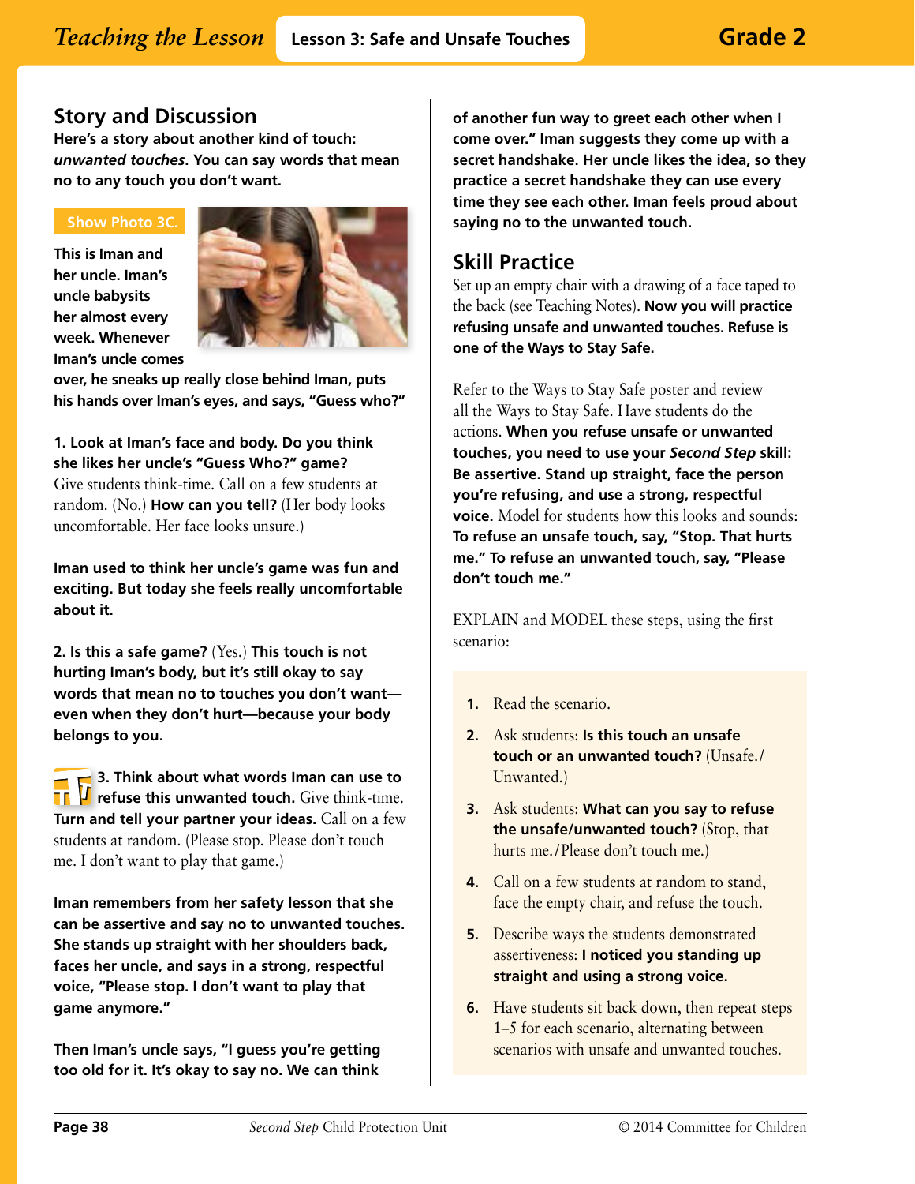## Story and Discussion

**Here's a story about another kind of touch: *unwanted touches*. You can say words that mean no to any touch you don't want.**

Show Photo 3C.

**This is Iman and her uncle. Iman's uncle babysits her almost every week. Whenever Iman's uncle comes over, he sneaks up really close behind Iman, puts his hands over Iman's eyes, and says, "Guess who?"**

**1. Look at Iman's face and body. Do you think she likes her uncle's "Guess Who?" game?** Give students think-time. Call on a few students at random. (No.) **How can you tell?** (Her body looks uncomfortable. Her face looks unsure.)

**Iman used to think her uncle's game was fun and exciting. But today she feels really uncomfortable about it.**

**2. Is this a safe game?** (Yes.) **This touch is not hurting Iman's body, but it's still okay to say words that mean no to touches you don't want—even when they don't hurt—because your body belongs to you.**

**3. Think about what words Iman can use to refuse this unwanted touch.** Give think-time. **Turn and tell your partner your ideas.** Call on a few students at random. (Please stop. Please don't touch me. I don't want to play that game.)

**Iman remembers from her safety lesson that she can be assertive and say no to unwanted touches. She stands up straight with her shoulders back, faces her uncle, and says in a strong, respectful voice, "Please stop. I don't want to play that game anymore."**

**Then Iman's uncle says, "I guess you're getting too old for it. It's okay to say no. We can think of another fun way to greet each other when I come over." Iman suggests they come up with a secret handshake. Her uncle likes the idea, so they practice a secret handshake they can use every time they see each other. Iman feels proud about saying no to the unwanted touch.**

## Skill Practice

Set up an empty chair with a drawing of a face taped to the back (see Teaching Notes). **Now you will practice refusing unsafe and unwanted touches. Refuse is one of the Ways to Stay Safe.**

Refer to the Ways to Stay Safe poster and review all the Ways to Stay Safe. Have students do the actions. **When you refuse unsafe or unwanted touches, you need to use your *Second Step* skill: Be assertive. Stand up straight, face the person you're refusing, and use a strong, respectful voice.** Model for students how this looks and sounds: **To refuse an unsafe touch, say, "Stop. That hurts me." To refuse an unwanted touch, say, "Please don't touch me."**

EXPLAIN and MODEL these steps, using the first scenario:

1. Read the scenario.
2. Ask students: **Is this touch an unsafe touch or an unwanted touch?** (Unsafe./Unwanted.)
3. Ask students: **What can you say to refuse the unsafe/unwanted touch?** (Stop, that hurts me./Please don't touch me.)
4. Call on a few students at random to stand, face the empty chair, and refuse the touch.
5. Describe ways the students demonstrated assertiveness: **I noticed you standing up straight and using a strong voice.**
6. Have students sit back down, then repeat steps 1–5 for each scenario, alternating between scenarios with unsafe and unwanted touches.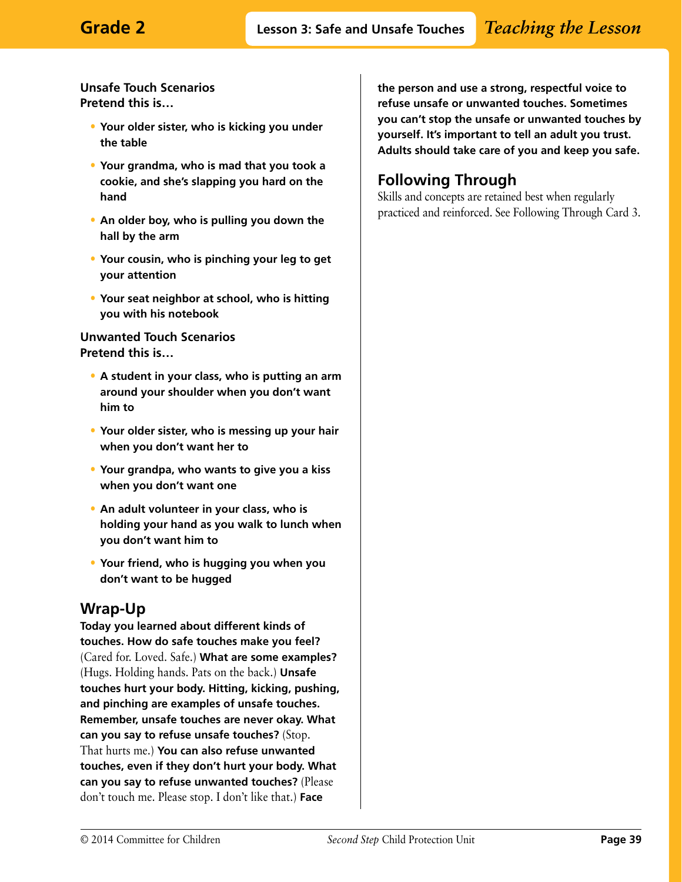**Unsafe Touch Scenarios**
**Pretend this is…**

- **Your older sister, who is kicking you under the table**
- **Your grandma, who is mad that you took a cookie, and she's slapping you hard on the hand**
- **An older boy, who is pulling you down the hall by the arm**
- **Your cousin, who is pinching your leg to get your attention**
- **Your seat neighbor at school, who is hitting you with his notebook**

**Unwanted Touch Scenarios**
**Pretend this is…**

- **A student in your class, who is putting an arm around your shoulder when you don't want him to**
- **Your older sister, who is messing up your hair when you don't want her to**
- **Your grandpa, who wants to give you a kiss when you don't want one**
- **An adult volunteer in your class, who is holding your hand as you walk to lunch when you don't want him to**
- **Your friend, who is hugging you when you don't want to be hugged**

## Wrap-Up

**Today you learned about different kinds of touches. How do safe touches make you feel?** (Cared for. Loved. Safe.) **What are some examples?** (Hugs. Holding hands. Pats on the back.) **Unsafe touches hurt your body. Hitting, kicking, pushing, and pinching are examples of unsafe touches. Remember, unsafe touches are never okay. What can you say to refuse unsafe touches?** (Stop. That hurts me.) **You can also refuse unwanted touches, even if they don't hurt your body. What can you say to refuse unwanted touches?** (Please don't touch me. Please stop. I don't like that.) **Face the person and use a strong, respectful voice to refuse unsafe or unwanted touches. Sometimes you can't stop the unsafe or unwanted touches by yourself. It's important to tell an adult you trust. Adults should take care of you and keep you safe.**

## Following Through

Skills and concepts are retained best when regularly practiced and reinforced. See Following Through Card 3.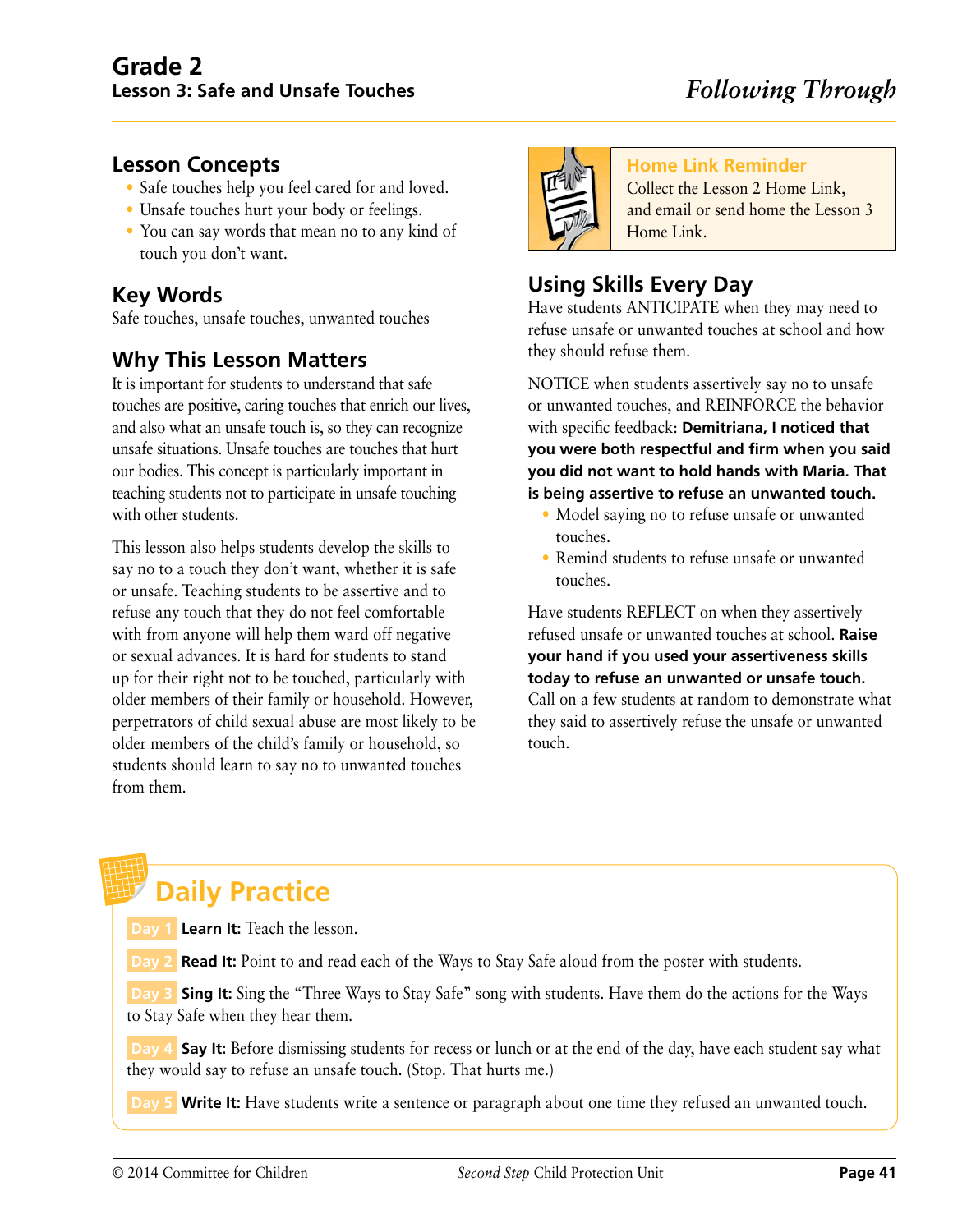# Grade 2
## Lesson 3: Safe and Unsafe Touches

*Following Through*

## Lesson Concepts

- Safe touches help you feel cared for and loved.
- Unsafe touches hurt your body or feelings.
- You can say words that mean no to any kind of touch you don't want.

## Key Words

Safe touches, unsafe touches, unwanted touches

## Why This Lesson Matters

It is important for students to understand that safe touches are positive, caring touches that enrich our lives, and also what an unsafe touch is, so they can recognize unsafe situations. Unsafe touches are touches that hurt our bodies. This concept is particularly important in teaching students not to participate in unsafe touching with other students.

This lesson also helps students develop the skills to say no to a touch they don't want, whether it is safe or unsafe. Teaching students to be assertive and to refuse any touch that they do not feel comfortable with from anyone will help them ward off negative or sexual advances. It is hard for students to stand up for their right not to be touched, particularly with older members of their family or household. However, perpetrators of child sexual abuse are most likely to be older members of the child's family or household, so students should learn to say no to unwanted touches from them.

### Home Link Reminder

Collect the Lesson 2 Home Link, and email or send home the Lesson 3 Home Link.

## Using Skills Every Day

Have students ANTICIPATE when they may need to refuse unsafe or unwanted touches at school and how they should refuse them.

NOTICE when students assertively say no to unsafe or unwanted touches, and REINFORCE the behavior with specific feedback: **Demitriana, I noticed that you were both respectful and firm when you said you did not want to hold hands with Maria. That is being assertive to refuse an unwanted touch.**

- Model saying no to refuse unsafe or unwanted touches.
- Remind students to refuse unsafe or unwanted touches.

Have students REFLECT on when they assertively refused unsafe or unwanted touches at school. **Raise your hand if you used your assertiveness skills today to refuse an unwanted or unsafe touch.** Call on a few students at random to demonstrate what they said to assertively refuse the unsafe or unwanted touch.

## Daily Practice

**Day 1** **Learn It:** Teach the lesson.

**Day 2** **Read It:** Point to and read each of the Ways to Stay Safe aloud from the poster with students.

**Day 3** **Sing It:** Sing the "Three Ways to Stay Safe" song with students. Have them do the actions for the Ways to Stay Safe when they hear them.

**Day 4** **Say It:** Before dismissing students for recess or lunch or at the end of the day, have each student say what they would say to refuse an unsafe touch. (Stop. That hurts me.)

**Day 5** **Write It:** Have students write a sentence or paragraph about one time they refused an unwanted touch.

© 2014 Committee for Children *Second Step* Child Protection Unit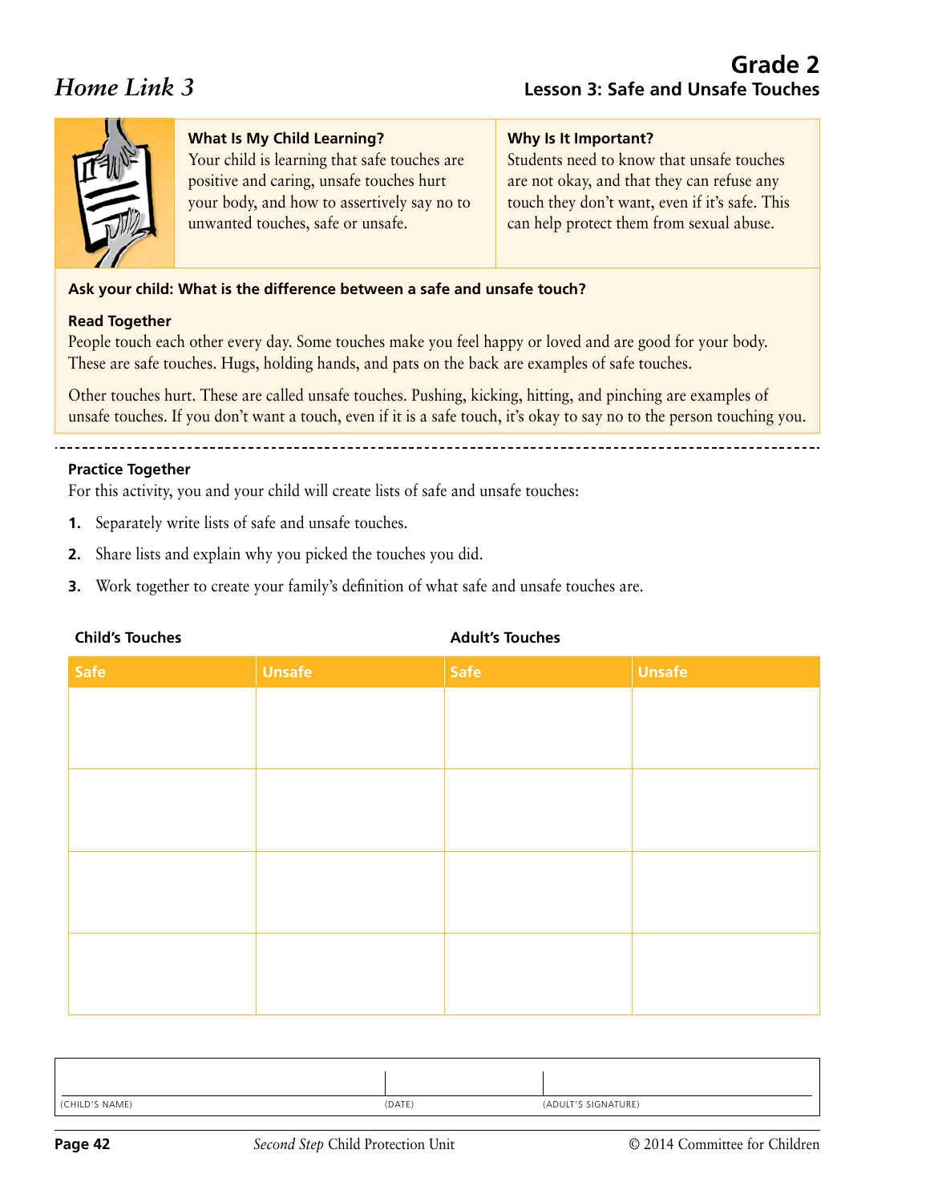# Home Link 3

## Grade 2
### Lesson 3: Safe and Unsafe Touches

**What Is My Child Learning?**
Your child is learning that safe touches are positive and caring, unsafe touches hurt your body, and how to assertively say no to unwanted touches, safe or unsafe.

**Why Is It Important?**
Students need to know that unsafe touches are not okay, and that they can refuse any touch they don't want, even if it's safe. This can help protect them from sexual abuse.

**Ask your child: What is the difference between a safe and unsafe touch?**

**Read Together**
People touch each other every day. Some touches make you feel happy or loved and are good for your body. These are safe touches. Hugs, holding hands, and pats on the back are examples of safe touches.

Other touches hurt. These are called unsafe touches. Pushing, kicking, hitting, and pinching are examples of unsafe touches. If you don't want a touch, even if it is a safe touch, it's okay to say no to the person touching you.

---

**Practice Together**
For this activity, you and your child will create lists of safe and unsafe touches:

1. Separately write lists of safe and unsafe touches.
2. Share lists and explain why you picked the touches you did.
3. Work together to create your family's definition of what safe and unsafe touches are.

| Child's Touches | | Adult's Touches | |
|---|---|---|---|
| Safe | Unsafe | Safe | Unsafe |
| | | | |
| | | | |
| | | | |
| | | | |

| | | |
|---|---|---|
| (CHILD'S NAME) | (DATE) | (ADULT'S SIGNATURE) |

*Second Step* Child Protection Unit © 2014 Committee for Children